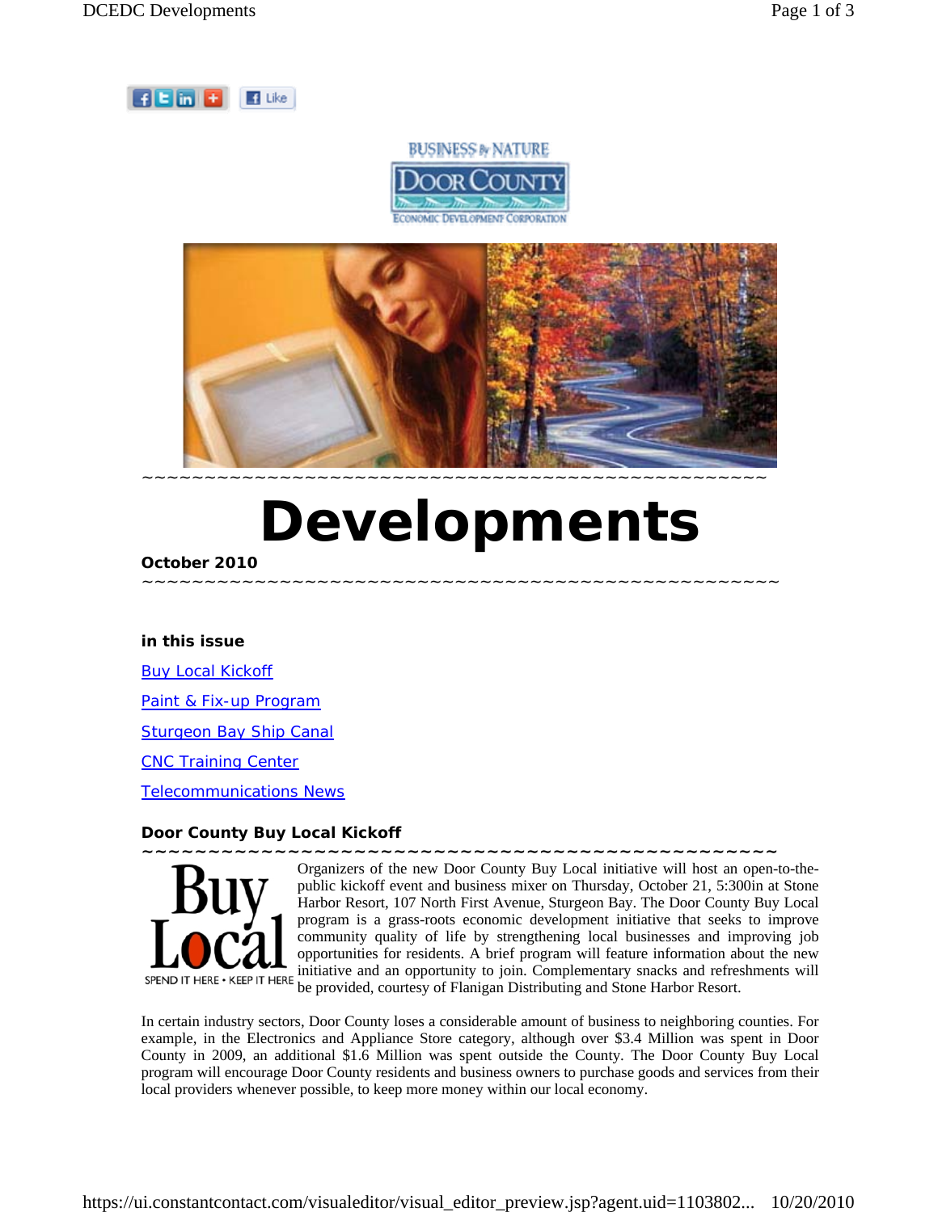# Developments

**October 2010**

**in this issue**

Buy Local Kickoff

Paint & Fix-up Program

Sturgeon Bay Ship Canal

CNC Training Center

Telecommunications News

## Door County Buy Local Kickoff

Organizers of the new Door County Buy Local initiative will host an open-to-the-public kickoff event and business mixer on Thursday, October 21, 5:300in at Stone Harbor Resort, 107 North First Avenue, Sturgeon Bay. The Door County Buy Local program is a grass-roots economic development initiative that seeks to improve community quality of life by strengthening local businesses and improving job opportunities for residents. A brief program will feature information about the new initiative and an opportunity to join. Complementary snacks and refreshments will be provided, courtesy of Flanigan Distributing and Stone Harbor Resort.

In certain industry sectors, Door County loses a considerable amount of business to neighboring counties. For example, in the Electronics and Appliance Store category, although over $3.4 Million was spent in Door County in 2009, an additional $1.6 Million was spent outside the County. The Door County Buy Local program will encourage Door County residents and business owners to purchase goods and services from their local providers whenever possible, to keep more money within our local economy.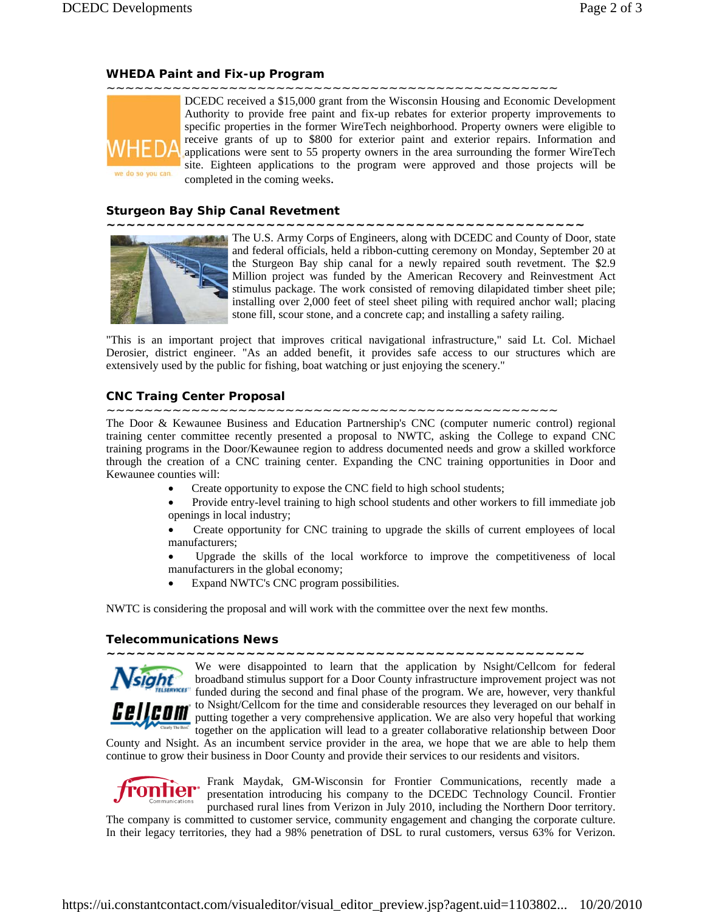## WHEDA Paint and Fix-up Program

~~~~~~~~~~~~~~~~~~~~~~~~~~~~~~~~~~~~~~~~~~~~~~~~~~

DCEDC received a $15,000 grant from the Wisconsin Housing and Economic Development Authority to provide free paint and fix-up rebates for exterior property improvements to specific properties in the former WireTech neighborhood. Property owners were eligible to receive grants of up to $800 for exterior paint and exterior repairs. Information and applications were sent to 55 property owners in the area surrounding the former WireTech site. Eighteen applications to the program were approved and those projects will be completed in the coming weeks.

## Sturgeon Bay Ship Canal Revetment

~~~~~~~~~~~~~~~~~~~~~~~~~~~~~~~~~~~~~~~~~~~~~~~~~~

The U.S. Army Corps of Engineers, along with DCEDC and County of Door, state and federal officials, held a ribbon-cutting ceremony on Monday, September 20 at the Sturgeon Bay ship canal for a newly repaired south revetment. The $2.9 Million project was funded by the American Recovery and Reinvestment Act stimulus package. The work consisted of removing dilapidated timber sheet pile; installing over 2,000 feet of steel sheet piling with required anchor wall; placing stone fill, scour stone, and a concrete cap; and installing a safety railing.

"This is an important project that improves critical navigational infrastructure," said Lt. Col. Michael Derosier, district engineer. "As an added benefit, it provides safe access to our structures which are extensively used by the public for fishing, boat watching or just enjoying the scenery."

## CNC Traing Center Proposal

~~~~~~~~~~~~~~~~~~~~~~~~~~~~~~~~~~~~~~~~~~~~~~~~~~

The Door & Kewaunee Business and Education Partnership's CNC (computer numeric control) regional training center committee recently presented a proposal to NWTC, asking the College to expand CNC training programs in the Door/Kewaunee region to address documented needs and grow a skilled workforce through the creation of a CNC training center. Expanding the CNC training opportunities in Door and Kewaunee counties will:

- Create opportunity to expose the CNC field to high school students;
- Provide entry-level training to high school students and other workers to fill immediate job openings in local industry;
- Create opportunity for CNC training to upgrade the skills of current employees of local manufacturers;
- Upgrade the skills of the local workforce to improve the competitiveness of local manufacturers in the global economy;
- Expand NWTC's CNC program possibilities.

NWTC is considering the proposal and will work with the committee over the next few months.

## Telecommunications News

~~~~~~~~~~~~~~~~~~~~~~~~~~~~~~~~~~~~~~~~~~~~~~~~~~

We were disappointed to learn that the application by Nsight/Cellcom for federal broadband stimulus support for a Door County infrastructure improvement project was not funded during the second and final phase of the program. We are, however, very thankful to Nsight/Cellcom for the time and considerable resources they leveraged on our behalf in putting together a very comprehensive application. We are also very hopeful that working together on the application will lead to a greater collaborative relationship between Door County and Nsight. As an incumbent service provider in the area, we hope that we are able to help them continue to grow their business in Door County and provide their services to our residents and visitors.

Frank Maydak, GM-Wisconsin for Frontier Communications, recently made a presentation introducing his company to the DCEDC Technology Council. Frontier purchased rural lines from Verizon in July 2010, including the Northern Door territory. The company is committed to customer service, community engagement and changing the corporate culture. In their legacy territories, they had a 98% penetration of DSL to rural customers, versus 63% for Verizon.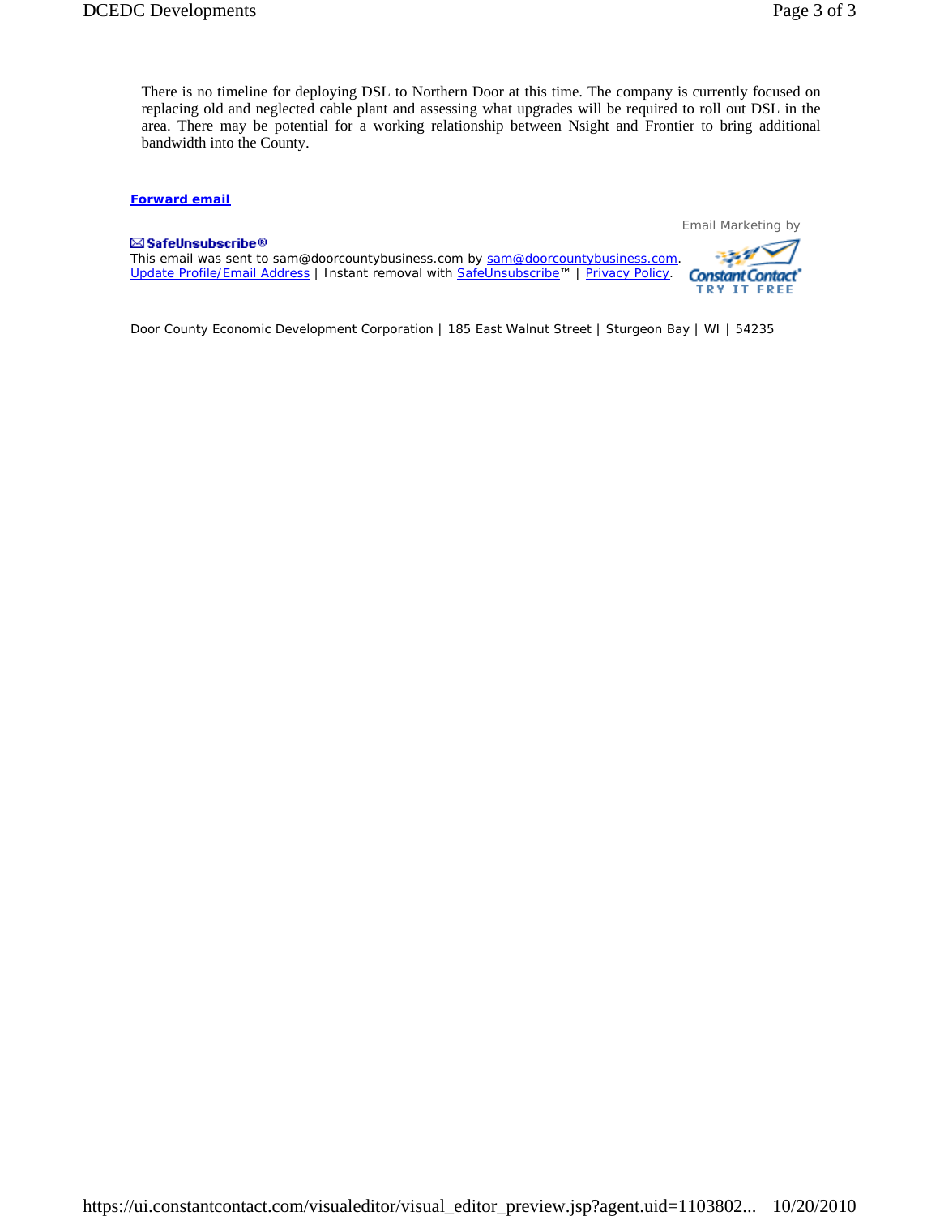There is no timeline for deploying DSL to Northern Door at this time. The company is currently focused on replacing old and neglected cable plant and assessing what upgrades will be required to roll out DSL in the area. There may be potential for a working relationship between Nsight and Frontier to bring additional bandwidth into the County.

**Forward email**

Email Marketing by

SafeUnsubscribe®
This email was sent to sam@doorcountybusiness.com by sam@doorcountybusiness.com.
Update Profile/Email Address | Instant removal with SafeUnsubscribe™ | Privacy Policy.

Constant Contact®
TRY IT FREE

Door County Economic Development Corporation | 185 East Walnut Street | Sturgeon Bay | WI | 54235